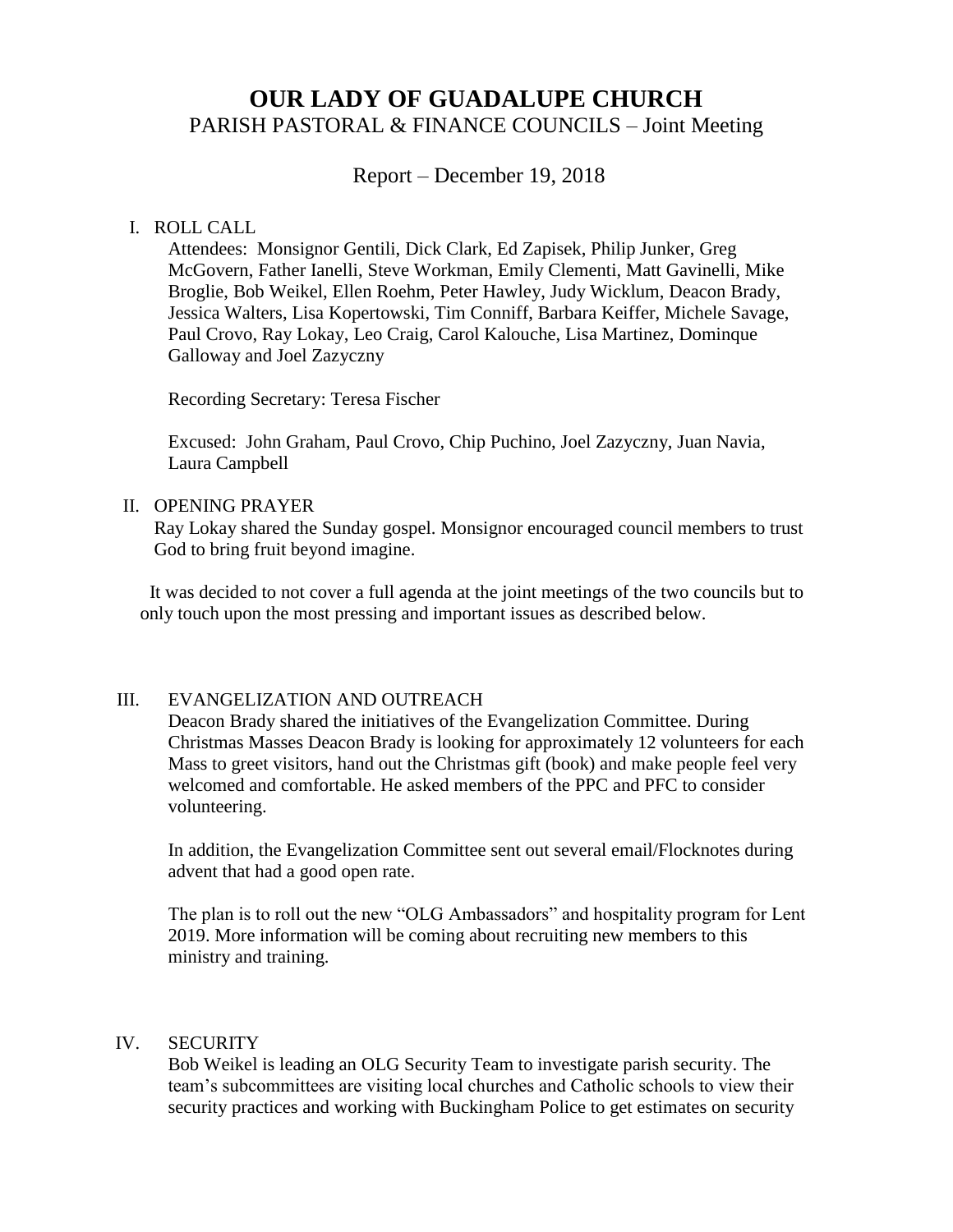# OUR LADY OF GUADALUPE CHURCH

PARISH PASTORAL & FINANCE COUNCILS – Joint Meeting

Report – December 19, 2018

I. ROLL CALL

Attendees: Monsignor Gentili, Dick Clark, Ed Zapisek, Philip Junker, Greg McGovern, Father Ianelli, Steve Workman, Emily Clementi, Matt Gavinelli, Mike Broglie, Bob Weikel, Ellen Roehm, Peter Hawley, Judy Wicklum, Deacon Brady, Jessica Walters, Lisa Kopertowski, Tim Conniff, Barbara Keiffer, Michele Savage, Paul Crovo, Ray Lokay, Leo Craig, Carol Kalouche, Lisa Martinez, Dominque Galloway and Joel Zazyczny

Recording Secretary: Teresa Fischer

Excused: John Graham, Paul Crovo, Chip Puchino, Joel Zazyczny, Juan Navia, Laura Campbell

II. OPENING PRAYER

Ray Lokay shared the Sunday gospel. Monsignor encouraged council members to trust God to bring fruit beyond imagine.

It was decided to not cover a full agenda at the joint meetings of the two councils but to only touch upon the most pressing and important issues as described below.

III. EVANGELIZATION AND OUTREACH

Deacon Brady shared the initiatives of the Evangelization Committee. During Christmas Masses Deacon Brady is looking for approximately 12 volunteers for each Mass to greet visitors, hand out the Christmas gift (book) and make people feel very welcomed and comfortable. He asked members of the PPC and PFC to consider volunteering.

In addition, the Evangelization Committee sent out several email/Flocknotes during advent that had a good open rate.

The plan is to roll out the new "OLG Ambassadors" and hospitality program for Lent 2019. More information will be coming about recruiting new members to this ministry and training.

IV. SECURITY

Bob Weikel is leading an OLG Security Team to investigate parish security. The team's subcommittees are visiting local churches and Catholic schools to view their security practices and working with Buckingham Police to get estimates on security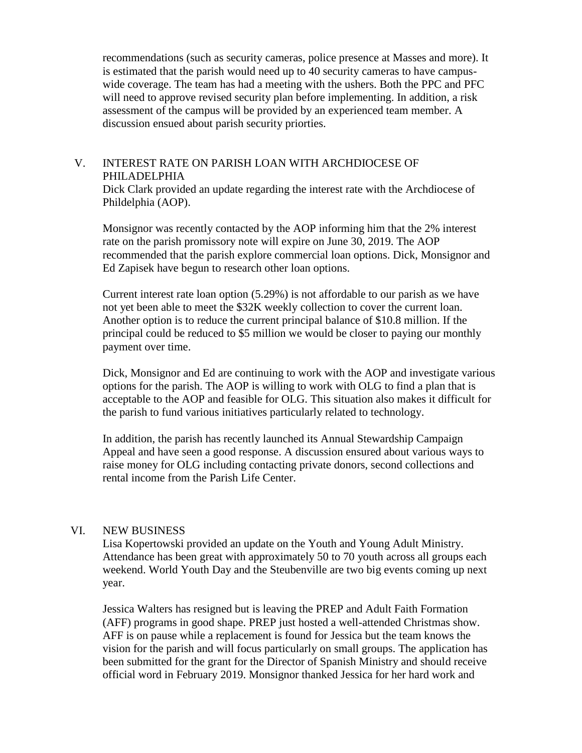recommendations (such as security cameras, police presence at Masses and more). It is estimated that the parish would need up to 40 security cameras to have campus-wide coverage. The team has had a meeting with the ushers. Both the PPC and PFC will need to approve revised security plan before implementing. In addition, a risk assessment of the campus will be provided by an experienced team member. A discussion ensued about parish security priorties.

## V. INTEREST RATE ON PARISH LOAN WITH ARCHDIOCESE OF PHILADELPHIA

Dick Clark provided an update regarding the interest rate with the Archdiocese of Phildelphia (AOP).

Monsignor was recently contacted by the AOP informing him that the 2% interest rate on the parish promissory note will expire on June 30, 2019. The AOP recommended that the parish explore commercial loan options. Dick, Monsignor and Ed Zapisek have begun to research other loan options.

Current interest rate loan option (5.29%) is not affordable to our parish as we have not yet been able to meet the $32K weekly collection to cover the current loan. Another option is to reduce the current principal balance of $10.8 million. If the principal could be reduced to $5 million we would be closer to paying our monthly payment over time.

Dick, Monsignor and Ed are continuing to work with the AOP and investigate various options for the parish. The AOP is willing to work with OLG to find a plan that is acceptable to the AOP and feasible for OLG. This situation also makes it difficult for the parish to fund various initiatives particularly related to technology.

In addition, the parish has recently launched its Annual Stewardship Campaign Appeal and have seen a good response. A discussion ensured about various ways to raise money for OLG including contacting private donors, second collections and rental income from the Parish Life Center.

## VI. NEW BUSINESS

Lisa Kopertowski provided an update on the Youth and Young Adult Ministry. Attendance has been great with approximately 50 to 70 youth across all groups each weekend. World Youth Day and the Steubenville are two big events coming up next year.

Jessica Walters has resigned but is leaving the PREP and Adult Faith Formation (AFF) programs in good shape. PREP just hosted a well-attended Christmas show. AFF is on pause while a replacement is found for Jessica but the team knows the vision for the parish and will focus particularly on small groups. The application has been submitted for the grant for the Director of Spanish Ministry and should receive official word in February 2019. Monsignor thanked Jessica for her hard work and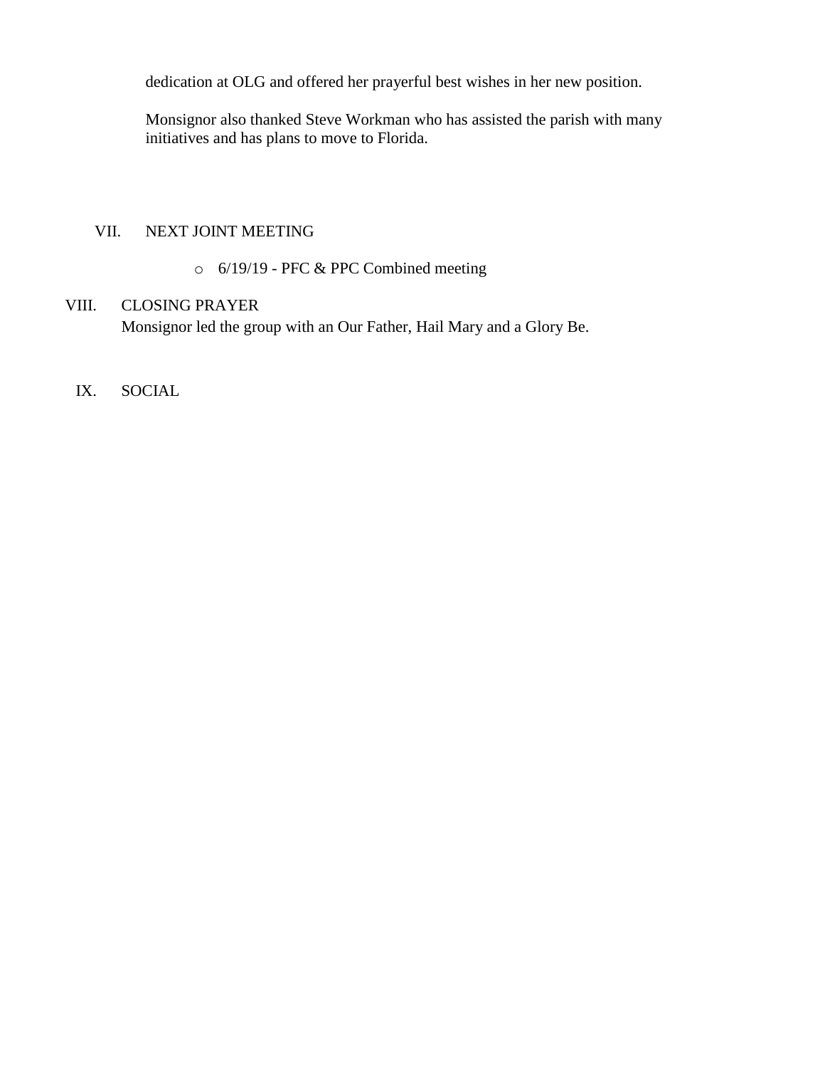dedication at OLG and offered her prayerful best wishes in her new position.

Monsignor also thanked Steve Workman who has assisted the parish with many initiatives and has plans to move to Florida.

VII. NEXT JOINT MEETING

- 6/19/19 - PFC & PPC Combined meeting

VIII. CLOSING PRAYER

Monsignor led the group with an Our Father, Hail Mary and a Glory Be.

IX. SOCIAL